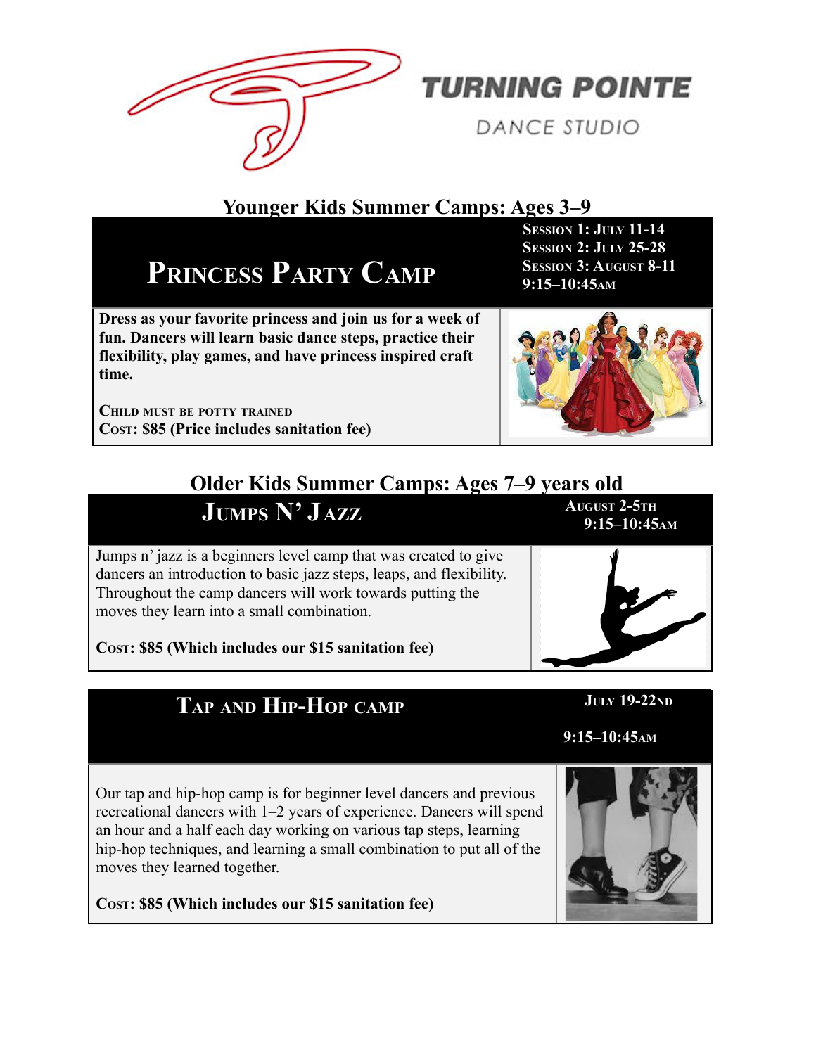# TURNING POINTE

DANCE STUDIO

## Younger Kids Summer Camps: Ages 3–9

### PRINCESS PARTY CAMP

**SESSION 1: JULY 11-14**
**SESSION 2: JULY 25-28**
**SESSION 3: AUGUST 8-11**
**9:15–10:45AM**

**Dress as your favorite princess and join us for a week of fun. Dancers will learn basic dance steps, practice their flexibility, play games, and have princess inspired craft time.**

**CHILD MUST BE POTTY TRAINED**
**COST: $85 (Price includes sanitation fee)**

## Older Kids Summer Camps: Ages 7–9 years old

### JUMPS N' JAZZ

**AUGUST 2-5TH**
**9:15–10:45AM**

Jumps n' jazz is a beginners level camp that was created to give dancers an introduction to basic jazz steps, leaps, and flexibility. Throughout the camp dancers will work towards putting the moves they learn into a small combination.

**COST: $85 (Which includes our $15 sanitation fee)**

### TAP AND HIP-HOP CAMP

**JULY 19-22ND**

**9:15–10:45AM**

Our tap and hip-hop camp is for beginner level dancers and previous recreational dancers with 1–2 years of experience. Dancers will spend an hour and a half each day working on various tap steps, learning hip-hop techniques, and learning a small combination to put all of the moves they learned together.

**COST: $85 (Which includes our $15 sanitation fee)**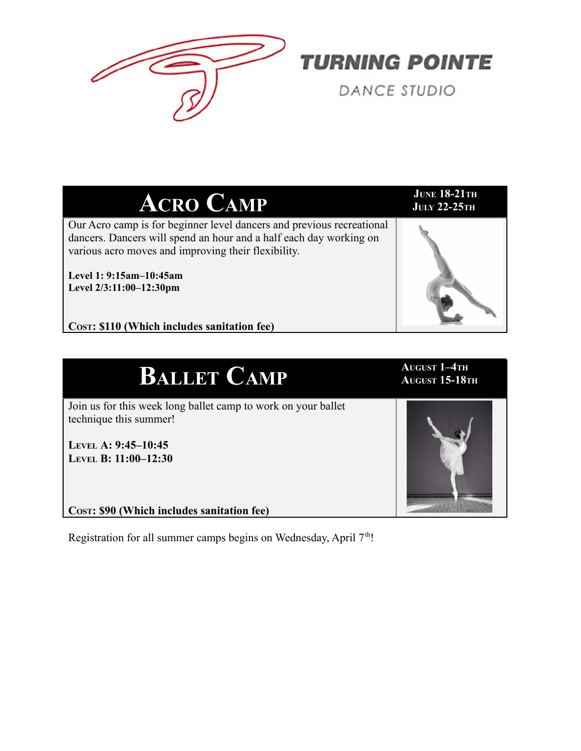# TURNING POINTE

DANCE STUDIO

## ACRO CAMP

**JUNE 18-21TH**
**JULY 22-25TH**

Our Acro camp is for beginner level dancers and previous recreational dancers. Dancers will spend an hour and a half each day working on various acro moves and improving their flexibility.

**Level 1: 9:15am–10:45am**
**Level 2/3:11:00–12:30pm**

**COST: $110 (Which includes sanitation fee)**

## BALLET CAMP

**AUGUST 1–4TH**
**AUGUST 15-18TH**

Join us for this week long ballet camp to work on your ballet technique this summer!

**LEVEL A: 9:45–10:45**
**LEVEL B: 11:00–12:30**

**COST: $90 (Which includes sanitation fee)**

Registration for all summer camps begins on Wednesday, April 7th!